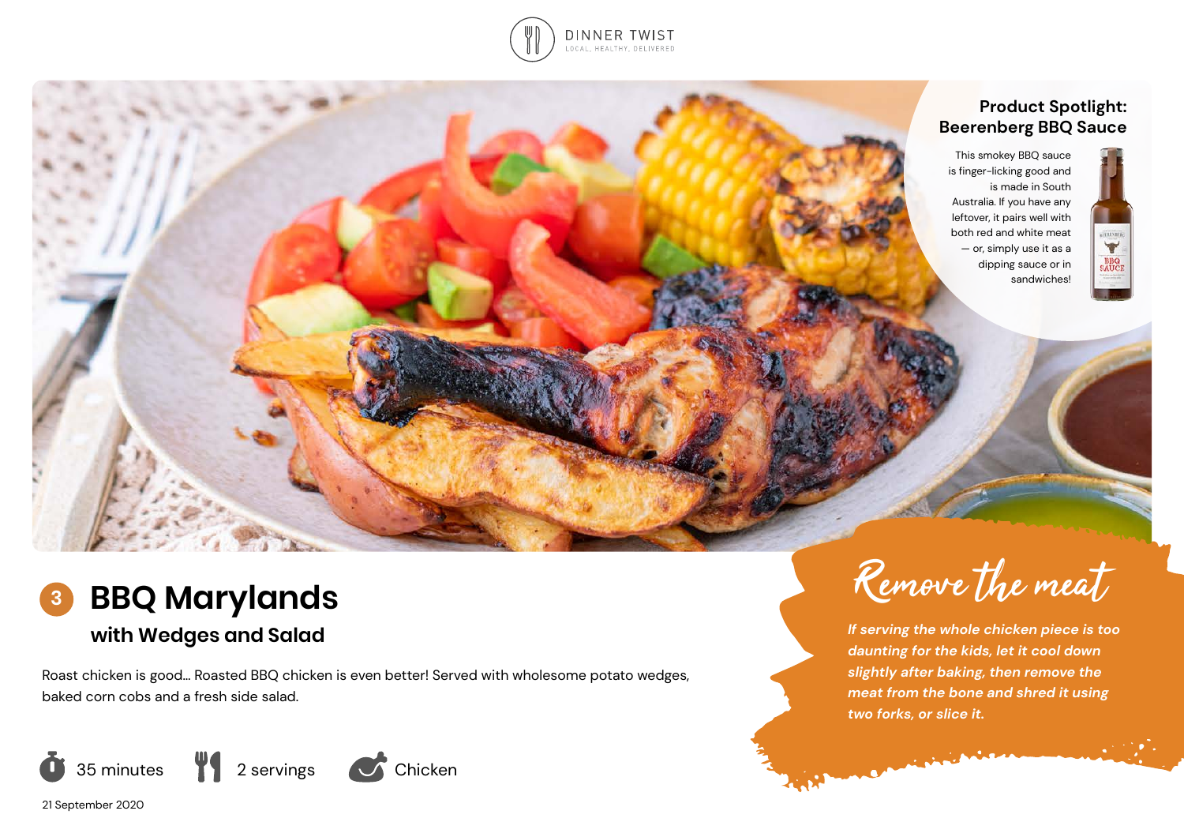DINNER TWIST
LOCAL, HEALTHY, DELIVERED

## Product Spotlight: Beerenberg BBQ Sauce

This smokey BBQ sauce is finger-licking good and is made in South Australia. If you have any leftover, it pairs well with both red and white meat — or, simply use it as a dipping sauce or in sandwiches!

# 3 BBQ Marylands

## with Wedges and Salad

Roast chicken is good... Roasted BBQ chicken is even better! Served with wholesome potato wedges, baked corn cobs and a fresh side salad.

35 minutes | 2 servings | Chicken

21 September 2020

## Remove the meat

*If serving the whole chicken piece is too daunting for the kids, let it cool down slightly after baking, then remove the meat from the bone and shred it using two forks, or slice it.*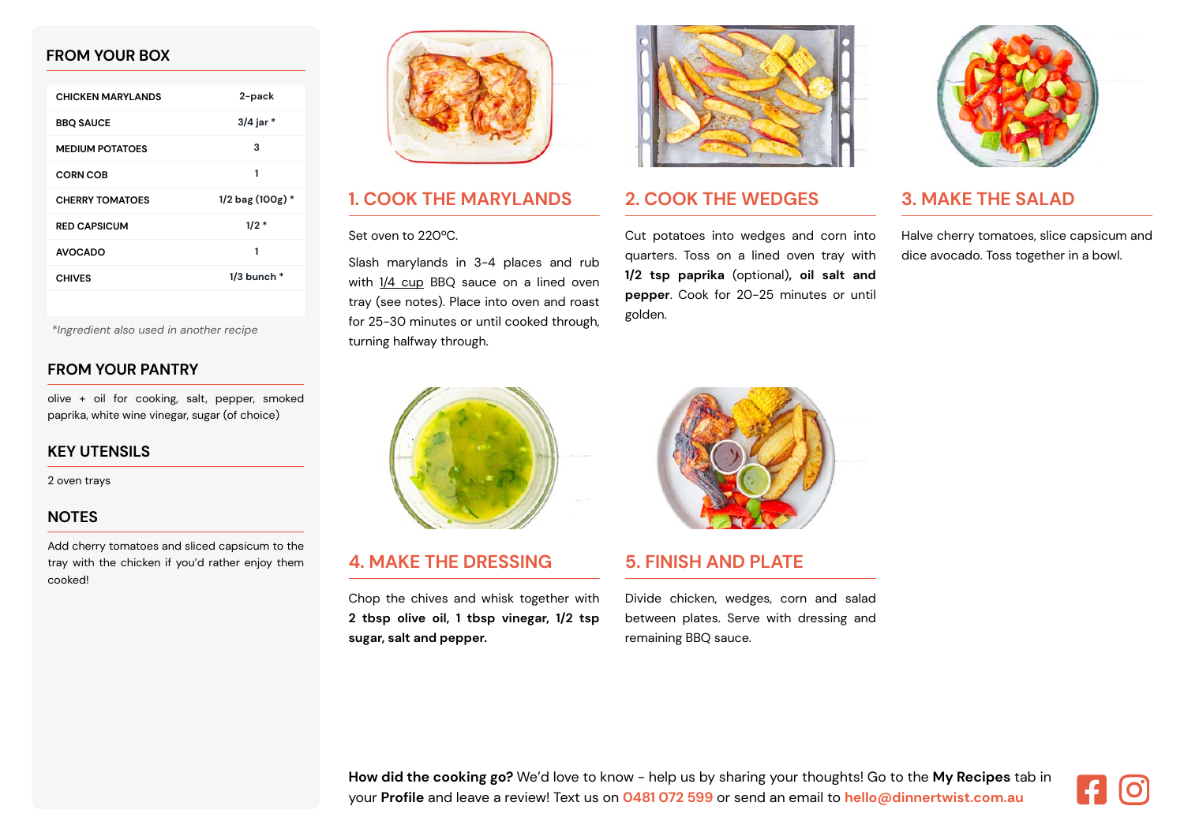## FROM YOUR BOX

| | |
|---|---|
| CHICKEN MARYLANDS | 2-pack |
| BBQ SAUCE | 3/4 jar * |
| MEDIUM POTATOES | 3 |
| CORN COB | 1 |
| CHERRY TOMATOES | 1/2 bag (100g) * |
| RED CAPSICUM | 1/2 * |
| AVOCADO | 1 |
| CHIVES | 1/3 bunch * |

*\*Ingredient also used in another recipe*

## FROM YOUR PANTRY

olive + oil for cooking, salt, pepper, smoked paprika, white wine vinegar, sugar (of choice)

## KEY UTENSILS

2 oven trays

## NOTES

Add cherry tomatoes and sliced capsicum to the tray with the chicken if you'd rather enjoy them cooked!

## 1. COOK THE MARYLANDS

Set oven to 220°C.

Slash marylands in 3-4 places and rub with 1/4 cup BBQ sauce on a lined oven tray (see notes). Place into oven and roast for 25-30 minutes or until cooked through, turning halfway through.

## 2. COOK THE WEDGES

Cut potatoes into wedges and corn into quarters. Toss on a lined oven tray with **1/2 tsp paprika** (optional)**, oil salt and pepper**. Cook for 20-25 minutes or until golden.

## 3. MAKE THE SALAD

Halve cherry tomatoes, slice capsicum and dice avocado. Toss together in a bowl.

## 4. MAKE THE DRESSING

Chop the chives and whisk together with **2 tbsp olive oil, 1 tbsp vinegar, 1/2 tsp sugar, salt and pepper.**

## 5. FINISH AND PLATE

Divide chicken, wedges, corn and salad between plates. Serve with dressing and remaining BBQ sauce.

**How did the cooking go?** We'd love to know - help us by sharing your thoughts! Go to the **My Recipes** tab in your **Profile** and leave a review! Text us on 0481 072 599 or send an email to hello@dinnertwist.com.au